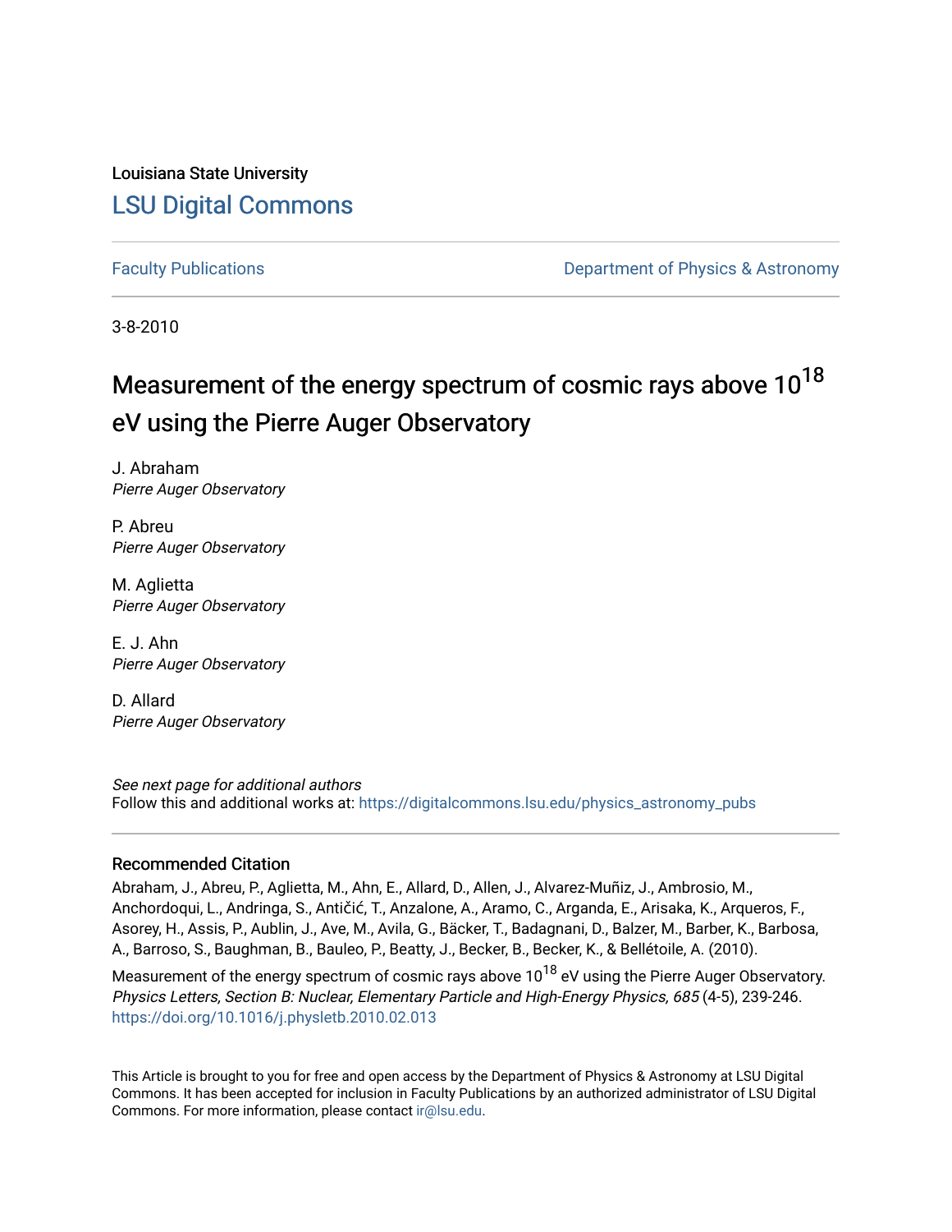Louisiana State University

# LSU Digital Commons

Faculty Publications | Department of Physics & Astronomy

3-8-2010

# Measurement of the energy spectrum of cosmic rays above $10^{18}$ eV using the Pierre Auger Observatory

J. Abraham
*Pierre Auger Observatory*

P. Abreu
*Pierre Auger Observatory*

M. Aglietta
*Pierre Auger Observatory*

E. J. Ahn
*Pierre Auger Observatory*

D. Allard
*Pierre Auger Observatory*

*See next page for additional authors*

Follow this and additional works at: https://digitalcommons.lsu.edu/physics_astronomy_pubs

## Recommended Citation

Abraham, J., Abreu, P., Aglietta, M., Ahn, E., Allard, D., Allen, J., Alvarez-Muñiz, J., Ambrosio, M., Anchordoqui, L., Andringa, S., Antičić, T., Anzalone, A., Aramo, C., Arganda, E., Arisaka, K., Arqueros, F., Asorey, H., Assis, P., Aublin, J., Ave, M., Avila, G., Bäcker, T., Badagnani, D., Balzer, M., Barber, K., Barbosa, A., Barroso, S., Baughman, B., Bauleo, P., Beatty, J., Becker, B., Becker, K., & Bellétoile, A. (2010). Measurement of the energy spectrum of cosmic rays above $10^{18}$ eV using the Pierre Auger Observatory. *Physics Letters, Section B: Nuclear, Elementary Particle and High-Energy Physics, 685* (4-5), 239-246. https://doi.org/10.1016/j.physletb.2010.02.013

This Article is brought to you for free and open access by the Department of Physics & Astronomy at LSU Digital Commons. It has been accepted for inclusion in Faculty Publications by an authorized administrator of LSU Digital Commons. For more information, please contact ir@lsu.edu.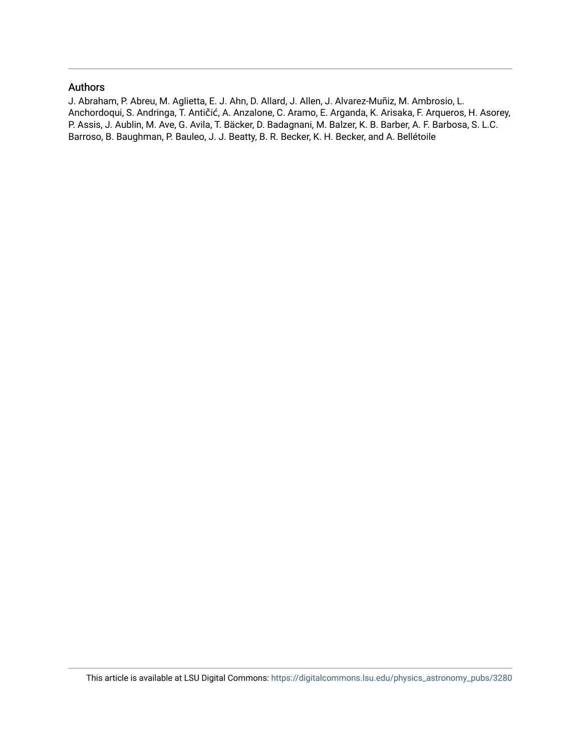## Authors

J. Abraham, P. Abreu, M. Aglietta, E. J. Ahn, D. Allard, J. Allen, J. Alvarez-Muñiz, M. Ambrosio, L. Anchordoqui, S. Andringa, T. Antičić, A. Anzalone, C. Aramo, E. Arganda, K. Arisaka, F. Arqueros, H. Asorey, P. Assis, J. Aublin, M. Ave, G. Avila, T. Bäcker, D. Badagnani, M. Balzer, K. B. Barber, A. F. Barbosa, S. L.C. Barroso, B. Baughman, P. Bauleo, J. J. Beatty, B. R. Becker, K. H. Becker, and A. Bellétoile

This article is available at LSU Digital Commons: https://digitalcommons.lsu.edu/physics_astronomy_pubs/3280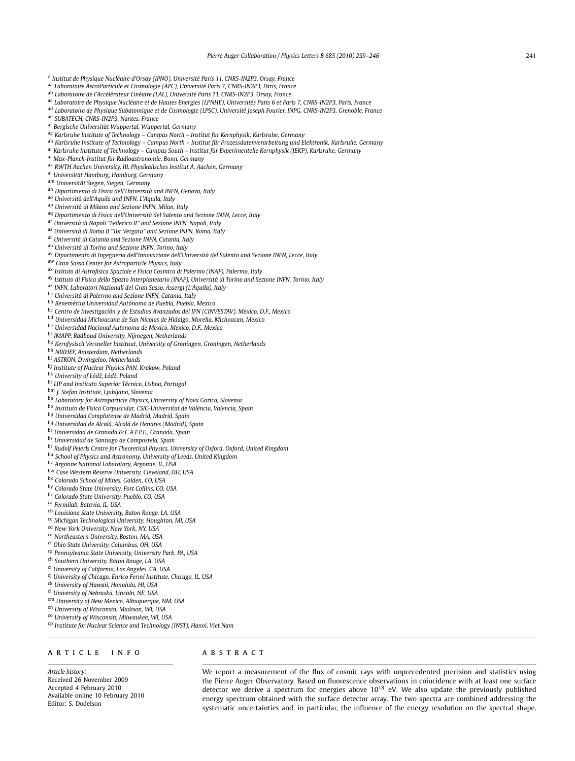[z] *Institut de Physique Nucléaire d'Orsay (IPNO), Université Paris 11, CNRS-IN2P3, Orsay, France*
[aa] *Laboratoire AstroParticule et Cosmologie (APC), Université Paris 7, CNRS-IN2P3, Paris, France*
[ab] *Laboratoire de l'Accélérateur Linéaire (LAL), Université Paris 11, CNRS-IN2P3, Orsay, France*
[ac] *Laboratoire de Physique Nucléaire et de Hautes Energies (LPNHE), Universités Paris 6 et Paris 7, CNRS-IN2P3, Paris, France*
[ad] *Laboratoire de Physique Subatomique et de Cosmologie (LPSC), Université Joseph Fourier, INPG, CNRS-IN2P3, Grenoble, France*
[ae] *SUBATECH, CNRS-IN2P3, Nantes, France*
[af] *Bergische Universität Wuppertal, Wuppertal, Germany*
[ag] *Karlsruhe Institute of Technology – Campus North – Institut für Kernphysik, Karlsruhe, Germany*
[ah] *Karlsruhe Institute of Technology – Campus North – Institut für Prozessdatenverarbeitung und Elektronik, Karlsruhe, Germany*
[ai] *Karlsruhe Institute of Technology – Campus South – Institut für Experimentelle Kernphysik (IEKP), Karlsruhe, Germany*
[aj] *Max-Planck-Institut für Radioastronomie, Bonn, Germany*
[ak] *RWTH Aachen University, III. Physikalisches Institut A, Aachen, Germany*
[al] *Universität Hamburg, Hamburg, Germany*
[am] *Universität Siegen, Siegen, Germany*
[an] *Dipartimento di Fisica dell'Università and INFN, Genova, Italy*
[ao] *Università dell'Aquila and INFN, L'Aquila, Italy*
[ap] *Università di Milano and Sezione INFN, Milan, Italy*
[aq] *Dipartimento di Fisica dell'Università del Salento and Sezione INFN, Lecce, Italy*
[ar] *Università di Napoli "Federico II" and Sezione INFN, Napoli, Italy*
[as] *Università di Roma II "Tor Vergata" and Sezione INFN, Roma, Italy*
[at] *Università di Catania and Sezione INFN, Catania, Italy*
[au] *Università di Torino and Sezione INFN, Torino, Italy*
[av] *Dipartimento di Ingegneria dell'Innovazione dell'Università del Salento and Sezione INFN, Lecce, Italy*
[aw] *Gran Sasso Center for Astroparticle Physics, Italy*
[ax] *Istituto di Astrofisica Spaziale e Fisica Cosmica di Palermo (INAF), Palermo, Italy*
[ay] *Istituto di Fisica dello Spazio Interplanetario (INAF), Università di Torino and Sezione INFN, Torino, Italy*
[az] *INFN, Laboratori Nazionali del Gran Sasso, Assergi (L'Aquila), Italy*
[ba] *Università di Palermo and Sezione INFN, Catania, Italy*
[bb] *Benemérita Universidad Autónoma de Puebla, Puebla, Mexico*
[bc] *Centro de Investigación y de Estudios Avanzados del IPN (CINVESTAV), México, D.F., Mexico*
[bd] *Universidad Michoacana de San Nicolas de Hidalgo, Morelia, Michoacan, Mexico*
[be] *Universidad Nacional Autonoma de Mexico, Mexico, D.F., Mexico*
[bf] *IMAPP, Radboud University, Nijmegen, Netherlands*
[bg] *Kernfysisch Versneller Instituut, University of Groningen, Groningen, Netherlands*
[bh] *NIKHEF, Amsterdam, Netherlands*
[bi] *ASTRON, Dwingeloo, Netherlands*
[bj] *Institute of Nuclear Physics PAN, Krakow, Poland*
[bk] *University of Łódź, Łódź, Poland*
[bl] *LIP and Instituto Superior Técnico, Lisboa, Portugal*
[bm] *J. Stefan Institute, Ljubljana, Slovenia*
[bn] *Laboratory for Astroparticle Physics, University of Nova Gorica, Slovenia*
[bo] *Instituto de Física Corpuscular, CSIC-Universitat de València, Valencia, Spain*
[bp] *Universidad Complutense de Madrid, Madrid, Spain*
[bq] *Universidad de Alcalá, Alcalá de Henares (Madrid), Spain*
[br] *Universidad de Granada & C.A.F.P.E., Granada, Spain*
[bs] *Universidad de Santiago de Compostela, Spain*
[bt] *Rudolf Peierls Centre for Theoretical Physics, University of Oxford, Oxford, United Kingdom*
[bu] *School of Physics and Astronomy, University of Leeds, United Kingdom*
[bv] *Argonne National Laboratory, Argonne, IL, USA*
[bw] *Case Western Reserve University, Cleveland, OH, USA*
[bx] *Colorado School of Mines, Golden, CO, USA*
[by] *Colorado State University, Fort Collins, CO, USA*
[bz] *Colorado State University, Pueblo, CO, USA*
[ca] *Fermilab, Batavia, IL, USA*
[cb] *Louisiana State University, Baton Rouge, LA, USA*
[cc] *Michigan Technological University, Houghton, MI, USA*
[cd] *New York University, New York, NY, USA*
[ce] *Northeastern University, Boston, MA, USA*
[cf] *Ohio State University, Columbus, OH, USA*
[cg] *Pennsylvania State University, University Park, PA, USA*
[ch] *Southern University, Baton Rouge, LA, USA*
[ci] *University of California, Los Angeles, CA, USA*
[cj] *University of Chicago, Enrico Fermi Institute, Chicago, IL, USA*
[ck] *University of Hawaii, Honolulu, HI, USA*
[cl] *University of Nebraska, Lincoln, NE, USA*
[cm] *University of New Mexico, Albuquerque, NM, USA*
[cn] *University of Wisconsin, Madison, WI, USA*
[co] *University of Wisconsin, Milwaukee, WI, USA*
[cp] *Institute for Nuclear Science and Technology (INST), Hanoi, Viet Nam*

## ARTICLE INFO

*Article history:*
Received 26 November 2009
Accepted 4 February 2010
Available online 10 February 2010
Editor: S. Dodelson

## ABSTRACT

We report a measurement of the flux of cosmic rays with unprecedented precision and statistics using the Pierre Auger Observatory. Based on fluorescence observations in coincidence with at least one surface detector we derive a spectrum for energies above $10^{18}$ eV. We also update the previously published energy spectrum obtained with the surface detector array. The two spectra are combined addressing the systematic uncertainties and, in particular, the influence of the energy resolution on the spectral shape.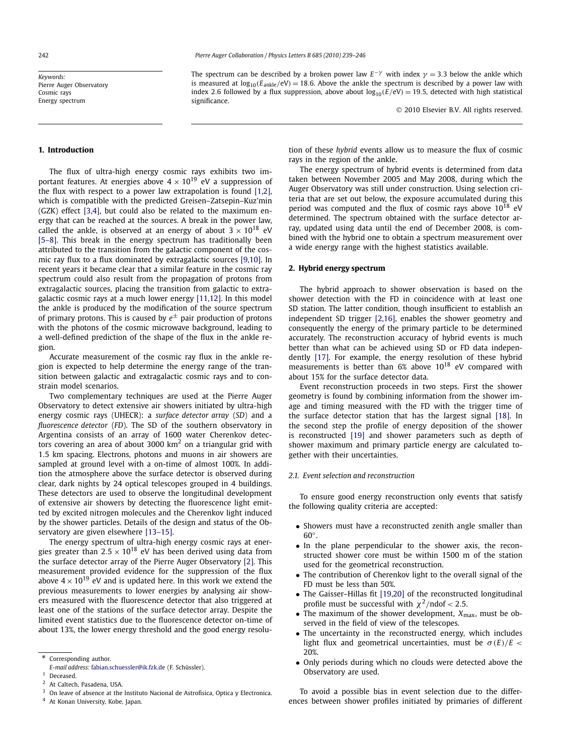Keywords:
Pierre Auger Observatory
Cosmic rays
Energy spectrum

The spectrum can be described by a broken power law $E^{-\gamma}$ with index $\gamma = 3.3$ below the ankle which is measured at $\log_{10}(E_{\mathrm{ankle}}/\mathrm{eV}) = 18.6$. Above the ankle the spectrum is described by a power law with index 2.6 followed by a flux suppression, above about $\log_{10}(E/\mathrm{eV}) = 19.5$, detected with high statistical significance.

© 2010 Elsevier B.V. All rights reserved.

## 1. Introduction

The flux of ultra-high energy cosmic rays exhibits two important features. At energies above $4 \times 10^{19}$ eV a suppression of the flux with respect to a power law extrapolation is found [1,2], which is compatible with the predicted Greisen–Zatsepin–Kuz'min (GZK) effect [3,4], but could also be related to the maximum energy that can be reached at the sources. A break in the power law, called the ankle, is observed at an energy of about $3 \times 10^{18}$ eV [5–8]. This break in the energy spectrum has traditionally been attributed to the transition from the galactic component of the cosmic ray flux to a flux dominated by extragalactic sources [9,10]. In recent years it became clear that a similar feature in the cosmic ray spectrum could also result from the propagation of protons from extragalactic sources, placing the transition from galactic to extragalactic cosmic rays at a much lower energy [11,12]. In this model the ankle is produced by the modification of the source spectrum of primary protons. This is caused by $e^{\pm}$ pair production of protons with the photons of the cosmic microwave background, leading to a well-defined prediction of the shape of the flux in the ankle region.

Accurate measurement of the cosmic ray flux in the ankle region is expected to help determine the energy range of the transition between galactic and extragalactic cosmic rays and to constrain model scenarios.

Two complementary techniques are used at the Pierre Auger Observatory to detect extensive air showers initiated by ultra-high energy cosmic rays (UHECR): a *surface detector array* (*SD*) and a *fluorescence detector* (*FD*). The SD of the southern observatory in Argentina consists of an array of 1600 water Cherenkov detectors covering an area of about 3000 km$^2$ on a triangular grid with 1.5 km spacing. Electrons, photons and muons in air showers are sampled at ground level with a on-time of almost 100%. In addition the atmosphere above the surface detector is observed during clear, dark nights by 24 optical telescopes grouped in 4 buildings. These detectors are used to observe the longitudinal development of extensive air showers by detecting the fluorescence light emitted by excited nitrogen molecules and the Cherenkov light induced by the shower particles. Details of the design and status of the Observatory are given elsewhere [13–15].

The energy spectrum of ultra-high energy cosmic rays at energies greater than $2.5 \times 10^{18}$ eV has been derived using data from the surface detector array of the Pierre Auger Observatory [2]. This measurement provided evidence for the suppression of the flux above $4 \times 10^{19}$ eV and is updated here. In this work we extend the previous measurements to lower energies by analysing air showers measured with the fluorescence detector that also triggered at least one of the stations of the surface detector array. Despite the limited event statistics due to the fluorescence detector on-time of about 13%, the lower energy threshold and the good energy resolution of these *hybrid* events allow us to measure the flux of cosmic rays in the region of the ankle.

The energy spectrum of hybrid events is determined from data taken between November 2005 and May 2008, during which the Auger Observatory was still under construction. Using selection criteria that are set out below, the exposure accumulated during this period was computed and the flux of cosmic rays above $10^{18}$ eV determined. The spectrum obtained with the surface detector array, updated using data until the end of December 2008, is combined with the hybrid one to obtain a spectrum measurement over a wide energy range with the highest statistics available.

## 2. Hybrid energy spectrum

The hybrid approach to shower observation is based on the shower detection with the FD in coincidence with at least one SD station. The latter condition, though insufficient to establish an independent SD trigger [2,16], enables the shower geometry and consequently the energy of the primary particle to be determined accurately. The reconstruction accuracy of hybrid events is much better than what can be achieved using SD or FD data independently [17]. For example, the energy resolution of these hybrid measurements is better than 6% above $10^{18}$ eV compared with about 15% for the surface detector data.

Event reconstruction proceeds in two steps. First the shower geometry is found by combining information from the shower image and timing measured with the FD with the trigger time of the surface detector station that has the largest signal [18]. In the second step the profile of energy deposition of the shower is reconstructed [19] and shower parameters such as depth of shower maximum and primary particle energy are calculated together with their uncertainties.

### 2.1. Event selection and reconstruction

To ensure good energy reconstruction only events that satisfy the following quality criteria are accepted:

- Showers must have a reconstructed zenith angle smaller than 60°.
- In the plane perpendicular to the shower axis, the reconstructed shower core must be within 1500 m of the station used for the geometrical reconstruction.
- The contribution of Cherenkov light to the overall signal of the FD must be less than 50%.
- The Gaisser–Hillas fit [19,20] of the reconstructed longitudinal profile must be successful with $\chi^2/\mathrm{ndof} < 2.5$.
- The maximum of the shower development, $X_{\max}$, must be observed in the field of view of the telescopes.
- The uncertainty in the reconstructed energy, which includes light flux and geometrical uncertainties, must be $\sigma(E)/E < 20\%$.
- Only periods during which no clouds were detected above the Observatory are used.

To avoid a possible bias in event selection due to the differences between shower profiles initiated by primaries of different

* Corresponding author.
E-mail address: fabian.schuessler@ik.fzk.de (F. Schüssler).
[1] Deceased.
[2] At Caltech, Pasadena, USA.
[3] On leave of absence at the Instituto Nacional de Astrofisica, Optica y Electronica.
[4] At Konan University, Kobe, Japan.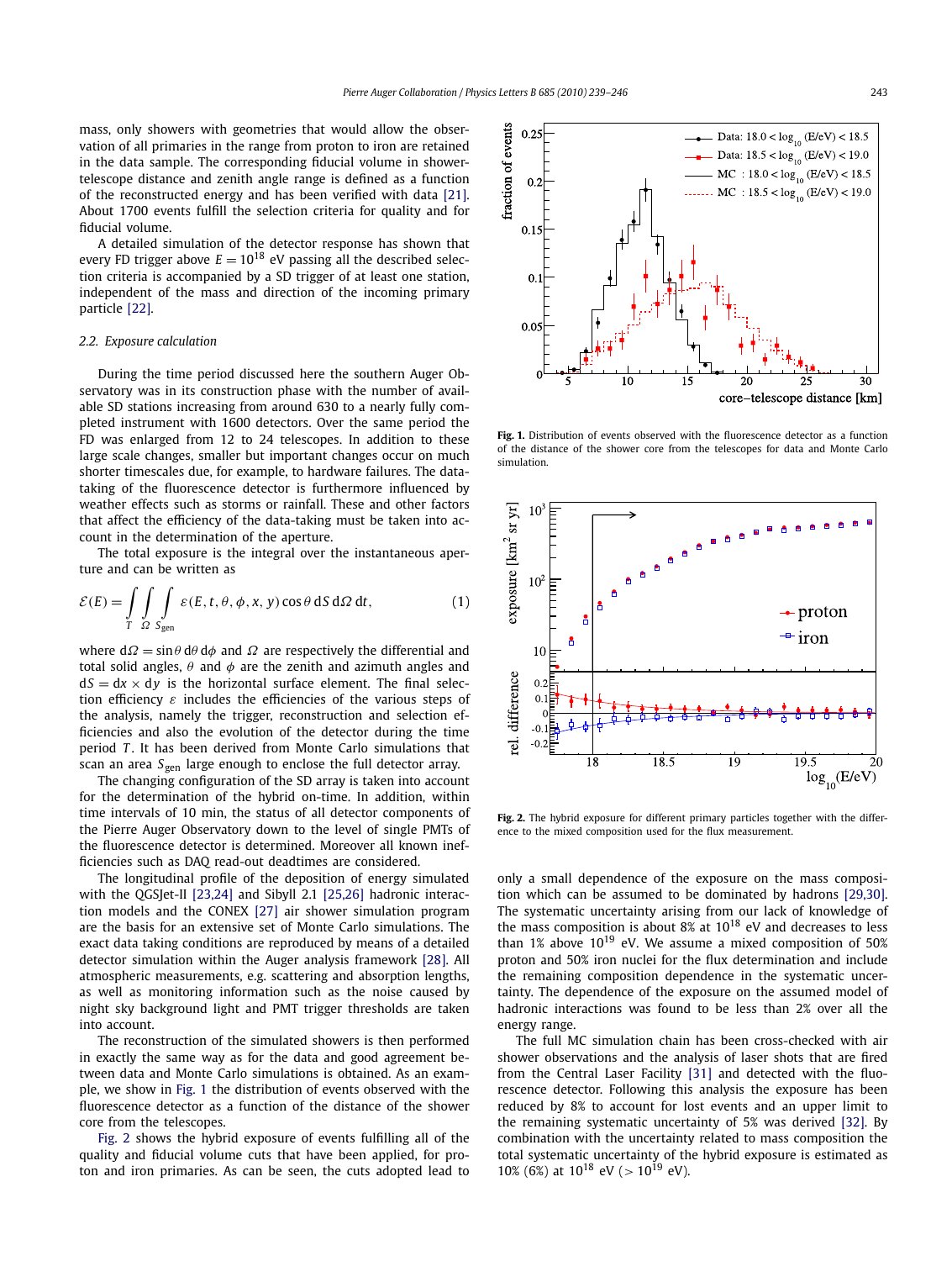mass, only showers with geometries that would allow the observation of all primaries in the range from proton to iron are retained in the data sample. The corresponding fiducial volume in shower-telescope distance and zenith angle range is defined as a function of the reconstructed energy and has been verified with data [21]. About 1700 events fulfill the selection criteria for quality and for fiducial volume.

A detailed simulation of the detector response has shown that every FD trigger above $E = 10^{18}$ eV passing all the described selection criteria is accompanied by a SD trigger of at least one station, independent of the mass and direction of the incoming primary particle [22].

### 2.2. Exposure calculation

During the time period discussed here the southern Auger Observatory was in its construction phase with the number of available SD stations increasing from around 630 to a nearly fully completed instrument with 1600 detectors. Over the same period the FD was enlarged from 12 to 24 telescopes. In addition to these large scale changes, smaller but important changes occur on much shorter timescales due, for example, to hardware failures. The data-taking of the fluorescence detector is furthermore influenced by weather effects such as storms or rainfall. These and other factors that affect the efficiency of the data-taking must be taken into account in the determination of the aperture.

The total exposure is the integral over the instantaneous aperture and can be written as

$$\mathcal{E}(E) = \int_T \int_\Omega \int_{S_{\text{gen}}} \varepsilon(E, t, \theta, \phi, x, y) \cos\theta \, dS \, d\Omega \, dt, \tag{1}$$

where $d\Omega = \sin\theta \, d\theta \, d\phi$ and $\Omega$ are respectively the differential and total solid angles, $\theta$ and $\phi$ are the zenith and azimuth angles and $dS = dx \times dy$ is the horizontal surface element. The final selection efficiency $\varepsilon$ includes the efficiencies of the various steps of the analysis, namely the trigger, reconstruction and selection efficiencies and also the evolution of the detector during the time period $T$. It has been derived from Monte Carlo simulations that scan an area $S_{\text{gen}}$ large enough to enclose the full detector array.

The changing configuration of the SD array is taken into account for the determination of the hybrid on-time. In addition, within time intervals of 10 min, the status of all detector components of the Pierre Auger Observatory down to the level of single PMTs of the fluorescence detector is determined. Moreover all known inefficiencies such as DAQ read-out deadtimes are considered.

The longitudinal profile of the deposition of energy simulated with the QGSJet-II [23,24] and Sibyll 2.1 [25,26] hadronic interaction models and the CONEX [27] air shower simulation program are the basis for an extensive set of Monte Carlo simulations. The exact data taking conditions are reproduced by means of a detailed detector simulation within the Auger analysis framework [28]. All atmospheric measurements, e.g. scattering and absorption lengths, as well as monitoring information such as the noise caused by night sky background light and PMT trigger thresholds are taken into account.

The reconstruction of the simulated showers is then performed in exactly the same way as for the data and good agreement between data and Monte Carlo simulations is obtained. As an example, we show in Fig. 1 the distribution of events observed with the fluorescence detector as a function of the distance of the shower core from the telescopes.

Fig. 2 shows the hybrid exposure of events fulfilling all of the quality and fiducial volume cuts that have been applied, for proton and iron primaries. As can be seen, the cuts adopted lead to only a small dependence of the exposure on the mass composition which can be assumed to be dominated by hadrons [29,30]. The systematic uncertainty arising from our lack of knowledge of the mass composition is about 8% at $10^{18}$ eV and decreases to less than 1% above $10^{19}$ eV. We assume a mixed composition of 50% proton and 50% iron nuclei for the flux determination and include the remaining composition dependence in the systematic uncertainty. The dependence of the exposure on the assumed model of hadronic interactions was found to be less than 2% over all the energy range.

The full MC simulation chain has been cross-checked with air shower observations and the analysis of laser shots that are fired from the Central Laser Facility [31] and detected with the fluorescence detector. Following this analysis the exposure has been reduced by 8% to account for lost events and an upper limit to the remaining systematic uncertainty of 5% was derived [32]. By combination with the uncertainty related to mass composition the total systematic uncertainty of the hybrid exposure is estimated as 10% (6%) at $10^{18}$ eV ($> 10^{19}$ eV).

**Fig. 1.** Distribution of events observed with the fluorescence detector as a function of the distance of the shower core from the telescopes for data and Monte Carlo simulation.

**Fig. 2.** The hybrid exposure for different primary particles together with the difference to the mixed composition used for the flux measurement.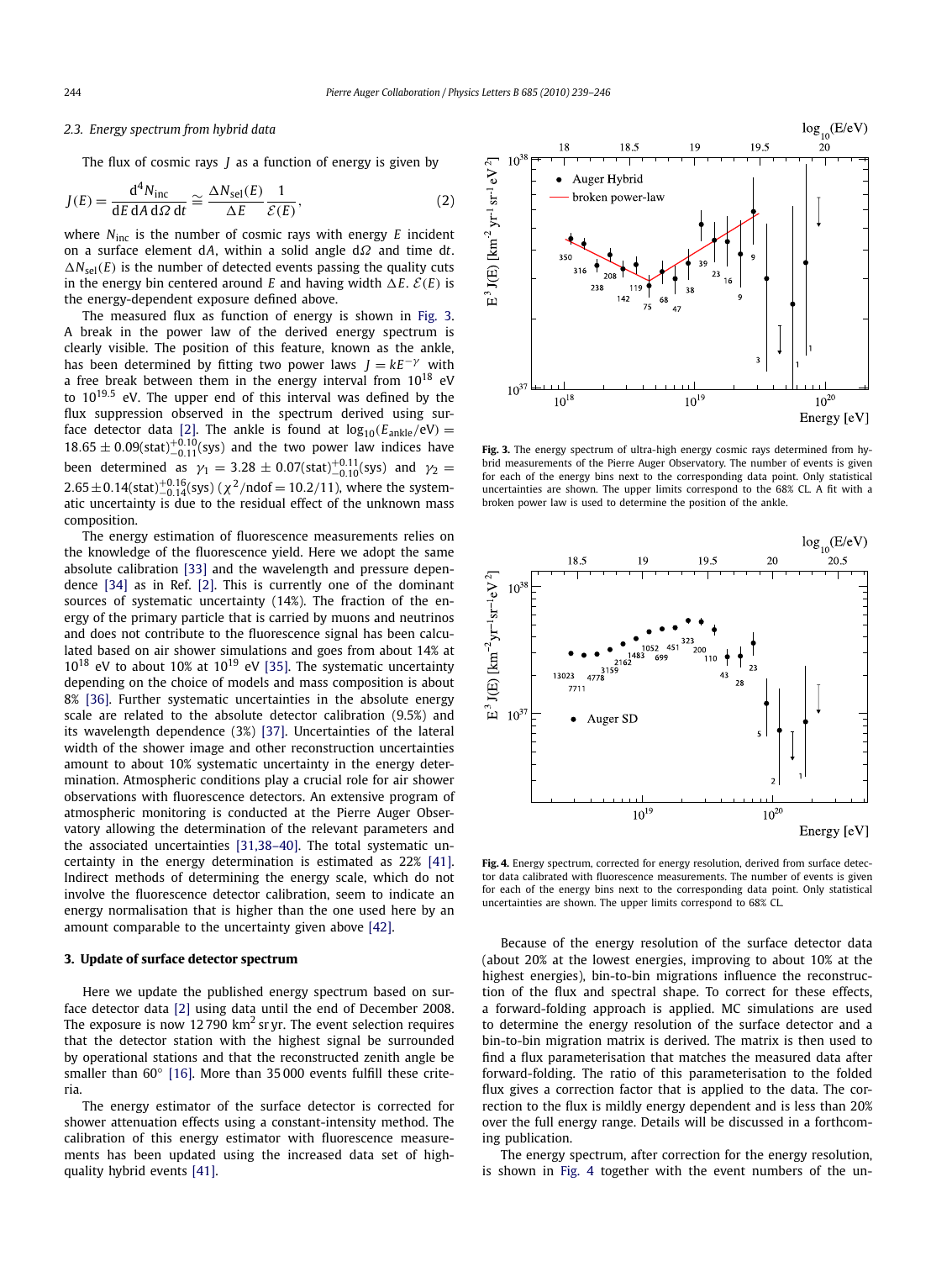### 2.3. Energy spectrum from hybrid data

The flux of cosmic rays $J$ as a function of energy is given by

$$J(E) = \frac{d^4 N_{\rm inc}}{dE\, dA\, d\Omega\, dt} \simeq \frac{\Delta N_{\rm sel}(E)}{\Delta E} \frac{1}{\mathcal{E}(E)}, \tag{2}$$

where $N_{\rm inc}$ is the number of cosmic rays with energy $E$ incident on a surface element $dA$, within a solid angle $d\Omega$ and time $dt$. $\Delta N_{\rm sel}(E)$ is the number of detected events passing the quality cuts in the energy bin centered around $E$ and having width $\Delta E$. $\mathcal{E}(E)$ is the energy-dependent exposure defined above.

The measured flux as function of energy is shown in Fig. 3. A break in the power law of the derived energy spectrum is clearly visible. The position of this feature, known as the ankle, has been determined by fitting two power laws $J = kE^{-\gamma}$ with a free break between them in the energy interval from $10^{18}$ eV to $10^{19.5}$ eV. The upper end of this interval was defined by the flux suppression observed in the spectrum derived using surface detector data [2]. The ankle is found at $\log_{10}(E_{\rm ankle}/{\rm eV}) = 18.65 \pm 0.09({\rm stat})^{+0.10}_{-0.11}({\rm sys})$ and the two power law indices have been determined as $\gamma_1 = 3.28 \pm 0.07({\rm stat})^{+0.11}_{-0.10}({\rm sys})$ and $\gamma_2 = 2.65 \pm 0.14({\rm stat})^{+0.16}_{-0.14}({\rm sys})$ ($\chi^2/{\rm ndof} = 10.2/11$), where the systematic uncertainty is due to the residual effect of the unknown mass composition.

The energy estimation of fluorescence measurements relies on the knowledge of the fluorescence yield. Here we adopt the same absolute calibration [33] and the wavelength and pressure dependence [34] as in Ref. [2]. This is currently one of the dominant sources of systematic uncertainty (14%). The fraction of the energy of the primary particle that is carried by muons and neutrinos and does not contribute to the fluorescence signal has been calculated based on air shower simulations and goes from about 14% at $10^{18}$ eV to about 10% at $10^{19}$ eV [35]. The systematic uncertainty depending on the choice of models and mass composition is about 8% [36]. Further systematic uncertainties in the absolute energy scale are related to the absolute detector calibration (9.5%) and its wavelength dependence (3%) [37]. Uncertainties of the lateral width of the shower image and other reconstruction uncertainties amount to about 10% systematic uncertainty in the energy determination. Atmospheric conditions play a crucial role for air shower observations with fluorescence detectors. An extensive program of atmospheric monitoring is conducted at the Pierre Auger Observatory allowing the determination of the relevant parameters and the associated uncertainties [31,38–40]. The total systematic uncertainty in the energy determination is estimated as 22% [41]. Indirect methods of determining the energy scale, which do not involve the fluorescence detector calibration, seem to indicate an energy normalisation that is higher than the one used here by an amount comparable to the uncertainty given above [42].

**Fig. 3.** The energy spectrum of ultra-high energy cosmic rays determined from hybrid measurements of the Pierre Auger Observatory. The number of events is given for each of the energy bins next to the corresponding data point. Only statistical uncertainties are shown. The upper limits correspond to the 68% CL. A fit with a broken power law is used to determine the position of the ankle.

**Fig. 4.** Energy spectrum, corrected for energy resolution, derived from surface detector data calibrated with fluorescence measurements. The number of events is given for each of the energy bins next to the corresponding data point. Only statistical uncertainties are shown. The upper limits correspond to 68% CL.

## 3. Update of surface detector spectrum

Here we update the published energy spectrum based on surface detector data [2] using data until the end of December 2008. The exposure is now 12 790 $\rm km^2$ sr yr. The event selection requires that the detector station with the highest signal be surrounded by operational stations and that the reconstructed zenith angle be smaller than 60° [16]. More than 35 000 events fulfill these criteria.

The energy estimator of the surface detector is corrected for shower attenuation effects using a constant-intensity method. The calibration of this energy estimator with fluorescence measurements has been updated using the increased data set of high-quality hybrid events [41].

Because of the energy resolution of the surface detector data (about 20% at the lowest energies, improving to about 10% at the highest energies), bin-to-bin migrations influence the reconstruction of the flux and spectral shape. To correct for these effects, a forward-folding approach is applied. MC simulations are used to determine the energy resolution of the surface detector and a bin-to-bin migration matrix is derived. The matrix is then used to find a flux parameterisation that matches the measured data after forward-folding. The ratio of this parameterisation to the folded flux gives a correction factor that is applied to the data. The correction to the flux is mildly energy dependent and is less than 20% over the full energy range. Details will be discussed in a forthcoming publication.

The energy spectrum, after correction for the energy resolution, is shown in Fig. 4 together with the event numbers of the un-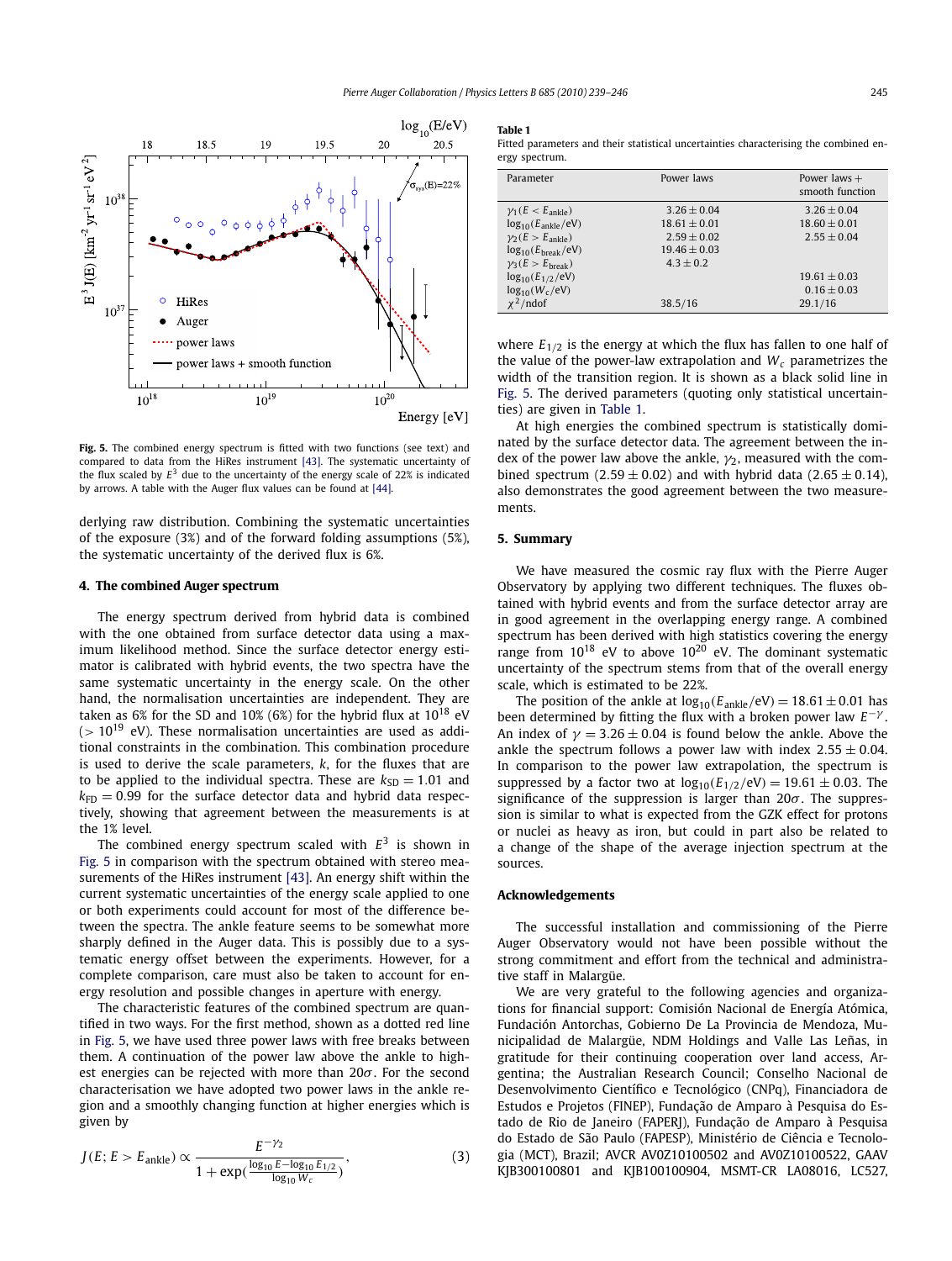Fig. 5. The combined energy spectrum is fitted with two functions (see text) and compared to data from the HiRes instrument [43]. The systematic uncertainty of the flux scaled by $E^3$ due to the uncertainty of the energy scale of 22% is indicated by arrows. A table with the Auger flux values can be found at [44].

derlying raw distribution. Combining the systematic uncertainties of the exposure (3%) and of the forward folding assumptions (5%), the systematic uncertainty of the derived flux is 6%.

## 4. The combined Auger spectrum

The energy spectrum derived from hybrid data is combined with the one obtained from surface detector data using a maximum likelihood method. Since the surface detector energy estimator is calibrated with hybrid events, the two spectra have the same systematic uncertainty in the energy scale. On the other hand, the normalisation uncertainties are independent. They are taken as 6% for the SD and 10% (6%) for the hybrid flux at $10^{18}$ eV ($> 10^{19}$ eV). These normalisation uncertainties are used as additional constraints in the combination. This combination procedure is used to derive the scale parameters, $k$, for the fluxes that are to be applied to the individual spectra. These are $k_{\rm SD} = 1.01$ and $k_{\rm FD} = 0.99$ for the surface detector data and hybrid data respectively, showing that agreement between the measurements is at the 1% level.

The combined energy spectrum scaled with $E^3$ is shown in Fig. 5 in comparison with the spectrum obtained with stereo measurements of the HiRes instrument [43]. An energy shift within the current systematic uncertainties of the energy scale applied to one or both experiments could account for most of the difference between the spectra. The ankle feature seems to be somewhat more sharply defined in the Auger data. This is possibly due to a systematic energy offset between the experiments. However, for a complete comparison, care must also be taken to account for energy resolution and possible changes in aperture with energy.

The characteristic features of the combined spectrum are quantified in two ways. For the first method, shown as a dotted red line in Fig. 5, we have used three power laws with free breaks between them. A continuation of the power law above the ankle to highest energies can be rejected with more than $20\sigma$. For the second characterisation we have adopted two power laws in the ankle region and a smoothly changing function at higher energies which is given by

$$J(E; E > E_{\rm ankle}) \propto \frac{E^{-\gamma_2}}{1 + \exp\left(\frac{\log_{10} E - \log_{10} E_{1/2}}{\log_{10} W_c}\right)}, \qquad (3)$$

where $E_{1/2}$ is the energy at which the flux has fallen to one half of the value of the power-law extrapolation and $W_c$ parametrizes the width of the transition region. It is shown as a black solid line in Fig. 5. The derived parameters (quoting only statistical uncertainties) are given in Table 1.

**Table 1**
Fitted parameters and their statistical uncertainties characterising the combined energy spectrum.

| Parameter | Power laws | Power laws + smooth function |
|---|---|---|
| $\gamma_1(E < E_{\rm ankle})$ | $3.26 \pm 0.04$ | $3.26 \pm 0.04$ |
| $\log_{10}(E_{\rm ankle}/\rm eV)$ | $18.61 \pm 0.01$ | $18.60 \pm 0.01$ |
| $\gamma_2(E > E_{\rm ankle})$ | $2.59 \pm 0.02$ | $2.55 \pm 0.04$ |
| $\log_{10}(E_{\rm break}/\rm eV)$ | $19.46 \pm 0.03$ | |
| $\gamma_3(E > E_{\rm break})$ | $4.3 \pm 0.2$ | |
| $\log_{10}(E_{1/2}/\rm eV)$ | | $19.61 \pm 0.03$ |
| $\log_{10}(W_c/\rm eV)$ | | $0.16 \pm 0.03$ |
| $\chi^2$/ndof | 38.5/16 | 29.1/16 |

At high energies the combined spectrum is statistically dominated by the surface detector data. The agreement between the index of the power law above the ankle, $\gamma_2$, measured with the combined spectrum ($2.59 \pm 0.02$) and with hybrid data ($2.65 \pm 0.14$), also demonstrates the good agreement between the two measurements.

## 5. Summary

We have measured the cosmic ray flux with the Pierre Auger Observatory by applying two different techniques. The fluxes obtained with hybrid events and from the surface detector array are in good agreement in the overlapping energy range. A combined spectrum has been derived with high statistics covering the energy range from $10^{18}$ eV to above $10^{20}$ eV. The dominant systematic uncertainty of the spectrum stems from that of the overall energy scale, which is estimated to be 22%.

The position of the ankle at $\log_{10}(E_{\rm ankle}/\rm eV) = 18.61 \pm 0.01$ has been determined by fitting the flux with a broken power law $E^{-\gamma}$. An index of $\gamma = 3.26 \pm 0.04$ is found below the ankle. Above the ankle the spectrum follows a power law with index $2.55 \pm 0.04$. In comparison to the power law extrapolation, the spectrum is suppressed by a factor two at $\log_{10}(E_{1/2}/\rm eV) = 19.61 \pm 0.03$. The significance of the suppression is larger than $20\sigma$. The suppression is similar to what is expected from the GZK effect for protons or nuclei as heavy as iron, but could in part also be related to a change of the shape of the average injection spectrum at the sources.

## Acknowledgements

The successful installation and commissioning of the Pierre Auger Observatory would not have been possible without the strong commitment and effort from the technical and administrative staff in Malargüe.

We are very grateful to the following agencies and organizations for financial support: Comisión Nacional de Energía Atómica, Fundación Antorchas, Gobierno De La Provincia de Mendoza, Municipalidad de Malargüe, NDM Holdings and Valle Las Leñas, in gratitude for their continuing cooperation over land access, Argentina; the Australian Research Council; Conselho Nacional de Desenvolvimento Científico e Tecnológico (CNPq), Financiadora de Estudos e Projetos (FINEP), Fundação de Amparo à Pesquisa do Estado de Rio de Janeiro (FAPERJ), Fundação de Amparo à Pesquisa do Estado de São Paulo (FAPESP), Ministério de Ciência e Tecnologia (MCT), Brazil; AVCR AV0Z10100502 and AV0Z10100522, GAAV KJB300100801 and KJB100100904, MSMT-CR LA08016, LC527,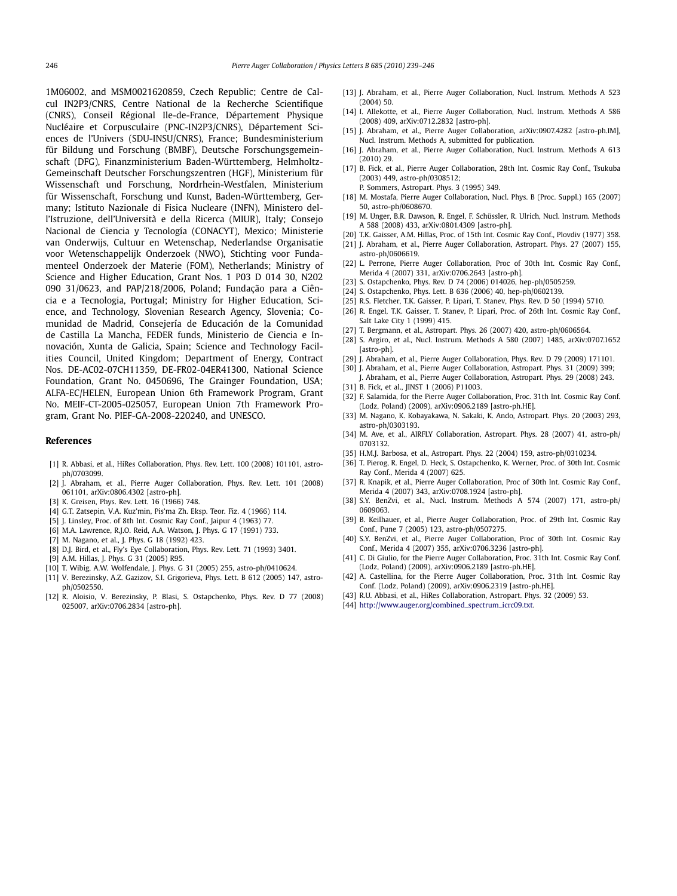1M06002, and MSM0021620859, Czech Republic; Centre de Calcul IN2P3/CNRS, Centre National de la Recherche Scientifique (CNRS), Conseil Régional Ile-de-France, Département Physique Nucléaire et Corpusculaire (PNC-IN2P3/CNRS), Département Sciences de l'Univers (SDU-INSU/CNRS), France; Bundesministerium für Bildung und Forschung (BMBF), Deutsche Forschungsgemeinschaft (DFG), Finanzministerium Baden-Württemberg, Helmholtz-Gemeinschaft Deutscher Forschungszentren (HGF), Ministerium für Wissenschaft und Forschung, Nordrhein-Westfalen, Ministerium für Wissenschaft, Forschung und Kunst, Baden-Württemberg, Germany; Istituto Nazionale di Fisica Nucleare (INFN), Ministero dell'Istruzione, dell'Università e della Ricerca (MIUR), Italy; Consejo Nacional de Ciencia y Tecnología (CONACYT), Mexico; Ministerie van Onderwijs, Cultuur en Wetenschap, Nederlandse Organisatie voor Wetenschappelijk Onderzoek (NWO), Stichting voor Fundamenteel Onderzoek der Materie (FOM), Netherlands; Ministry of Science and Higher Education, Grant Nos. 1 P03 D 014 30, N202 090 31/0623, and PAP/218/2006, Poland; Fundação para a Ciência e a Tecnologia, Portugal; Ministry for Higher Education, Science, and Technology, Slovenian Research Agency, Slovenia; Comunidad de Madrid, Consejería de Educación de la Comunidad de Castilla La Mancha, FEDER funds, Ministerio de Ciencia e Innovación, Xunta de Galicia, Spain; Science and Technology Facilities Council, United Kingdom; Department of Energy, Contract Nos. DE-AC02-07CH11359, DE-FR02-04ER41300, National Science Foundation, Grant No. 0450696, The Grainger Foundation, USA; ALFA-EC/HELEN, European Union 6th Framework Program, Grant No. MEIF-CT-2005-025057, European Union 7th Framework Program, Grant No. PIEF-GA-2008-220240, and UNESCO.

## References

[1] R. Abbasi, et al., HiRes Collaboration, Phys. Rev. Lett. 100 (2008) 101101, astro-ph/0703099.
[2] J. Abraham, et al., Pierre Auger Collaboration, Phys. Rev. Lett. 101 (2008) 061101, arXiv:0806.4302 [astro-ph].
[3] K. Greisen, Phys. Rev. Lett. 16 (1966) 748.
[4] G.T. Zatsepin, V.A. Kuz'min, Pis'ma Zh. Eksp. Teor. Fiz. 4 (1966) 114.
[5] J. Linsley, Proc. of 8th Int. Cosmic Ray Conf., Jaipur 4 (1963) 77.
[6] M.A. Lawrence, R.J.O. Reid, A.A. Watson, J. Phys. G 17 (1991) 733.
[7] M. Nagano, et al., J. Phys. G 18 (1992) 423.
[8] D.J. Bird, et al., Fly's Eye Collaboration, Phys. Rev. Lett. 71 (1993) 3401.
[9] A.M. Hillas, J. Phys. G 31 (2005) R95.
[10] T. Wibig, A.W. Wolfendale, J. Phys. G 31 (2005) 255, astro-ph/0410624.
[11] V. Berezinsky, A.Z. Gazizov, S.I. Grigorieva, Phys. Lett. B 612 (2005) 147, astro-ph/0502550.
[12] R. Aloisio, V. Berezinsky, P. Blasi, S. Ostapchenko, Phys. Rev. D 77 (2008) 025007, arXiv:0706.2834 [astro-ph].
[13] J. Abraham, et al., Pierre Auger Collaboration, Nucl. Instrum. Methods A 523 (2004) 50.
[14] I. Allekotte, et al., Pierre Auger Collaboration, Nucl. Instrum. Methods A 586 (2008) 409, arXiv:0712.2832 [astro-ph].
[15] J. Abraham, et al., Pierre Auger Collaboration, arXiv:0907.4282 [astro-ph.IM], Nucl. Instrum. Methods A, submitted for publication.
[16] J. Abraham, et al., Pierre Auger Collaboration, Nucl. Instrum. Methods A 613 (2010) 29.
[17] B. Fick, et al., Pierre Auger Collaboration, 28th Int. Cosmic Ray Conf., Tsukuba (2003) 449, astro-ph/0308512;
P. Sommers, Astropart. Phys. 3 (1995) 349.
[18] M. Mostafa, Pierre Auger Collaboration, Nucl. Phys. B (Proc. Suppl.) 165 (2007) 50, astro-ph/0608670.
[19] M. Unger, B.R. Dawson, R. Engel, F. Schüssler, R. Ulrich, Nucl. Instrum. Methods A 588 (2008) 433, arXiv:0801.4309 [astro-ph].
[20] T.K. Gaisser, A.M. Hillas, Proc. of 15th Int. Cosmic Ray Conf., Plovdiv (1977) 358.
[21] J. Abraham, et al., Pierre Auger Collaboration, Astropart. Phys. 27 (2007) 155, astro-ph/0606619.
[22] L. Perrone, Pierre Auger Collaboration, Proc of 30th Int. Cosmic Ray Conf., Merida 4 (2007) 331, arXiv:0706.2643 [astro-ph].
[23] S. Ostapchenko, Phys. Rev. D 74 (2006) 014026, hep-ph/0505259.
[24] S. Ostapchenko, Phys. Lett. B 636 (2006) 40, hep-ph/0602139.
[25] R.S. Fletcher, T.K. Gaisser, P. Lipari, T. Stanev, Phys. Rev. D 50 (1994) 5710.
[26] R. Engel, T.K. Gaisser, T. Stanev, P. Lipari, Proc. of 26th Int. Cosmic Ray Conf., Salt Lake City 1 (1999) 415.
[27] T. Bergmann, et al., Astropart. Phys. 26 (2007) 420, astro-ph/0606564.
[28] S. Argiro, et al., Nucl. Instrum. Methods A 580 (2007) 1485, arXiv:0707.1652 [astro-ph].
[29] J. Abraham, et al., Pierre Auger Collaboration, Phys. Rev. D 79 (2009) 171101.
[30] J. Abraham, et al., Pierre Auger Collaboration, Astropart. Phys. 31 (2009) 399;
J. Abraham, et al., Pierre Auger Collaboration, Astropart. Phys. 29 (2008) 243.
[31] B. Fick, et al., JINST 1 (2006) P11003.
[32] F. Salamida, for the Pierre Auger Collaboration, Proc. 31th Int. Cosmic Ray Conf. (Lodz, Poland) (2009), arXiv:0906.2189 [astro-ph.HE].
[33] M. Nagano, K. Kobayakawa, N. Sakaki, K. Ando, Astropart. Phys. 20 (2003) 293, astro-ph/0303193.
[34] M. Ave, et al., AIRFLY Collaboration, Astropart. Phys. 28 (2007) 41, astro-ph/0703132.
[35] H.M.J. Barbosa, et al., Astropart. Phys. 22 (2004) 159, astro-ph/0310234.
[36] T. Pierog, R. Engel, D. Heck, S. Ostapchenko, K. Werner, Proc. of 30th Int. Cosmic Ray Conf., Merida 4 (2007) 625.
[37] R. Knapik, et al., Pierre Auger Collaboration, Proc of 30th Int. Cosmic Ray Conf., Merida 4 (2007) 343, arXiv:0708.1924 [astro-ph].
[38] S.Y. BenZvi, et al., Nucl. Instrum. Methods A 574 (2007) 171, astro-ph/0609063.
[39] B. Keilhauer, et al., Pierre Auger Collaboration, Proc. of 29th Int. Cosmic Ray Conf., Pune 7 (2005) 123, astro-ph/0507275.
[40] S.Y. BenZvi, et al., Pierre Auger Collaboration, Proc of 30th Int. Cosmic Ray Conf., Merida 4 (2007) 355, arXiv:0706.3236 [astro-ph].
[41] C. Di Giulio, for the Pierre Auger Collaboration, Proc. 31th Int. Cosmic Ray Conf. (Lodz, Poland) (2009), arXiv:0906.2189 [astro-ph.HE].
[42] A. Castellina, for the Pierre Auger Collaboration, Proc. 31th Int. Cosmic Ray Conf. (Lodz, Poland) (2009), arXiv:0906.2319 [astro-ph.HE].
[43] R.U. Abbasi, et al., HiRes Collaboration, Astropart. Phys. 32 (2009) 53.
[44] http://www.auger.org/combined_spectrum_icrc09.txt.